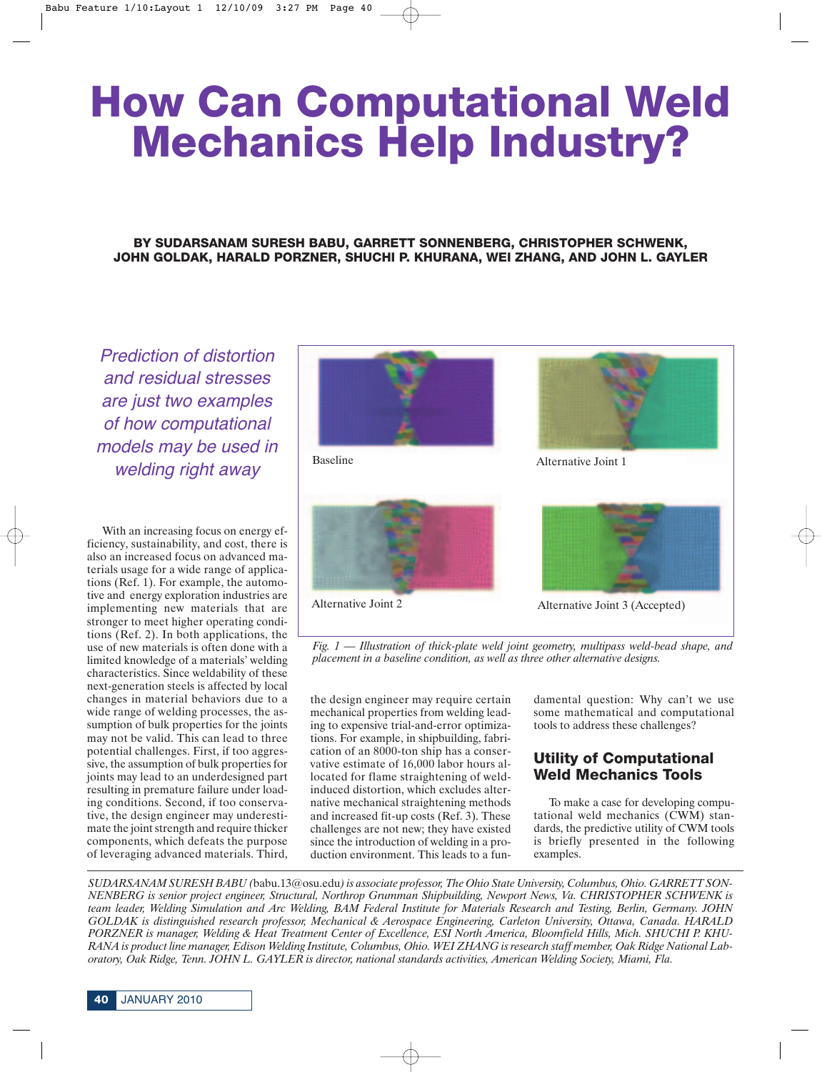# How Can Computational Weld Mechanics Help Industry?

**BY SUDARSANAM SURESH BABU, GARRETT SONNENBERG, CHRISTOPHER SCHWENK, JOHN GOLDAK, HARALD PORZNER, SHUCHI P. KHURANA, WEI ZHANG, AND JOHN L. GAYLER**

*Prediction of distortion and residual stresses are just two examples of how computational models may be used in welding right away*

With an increasing focus on energy efficiency, sustainability, and cost, there is also an increased focus on advanced materials usage for a wide range of applications (Ref. 1). For example, the automotive and energy exploration industries are implementing new materials that are stronger to meet higher operating conditions (Ref. 2). In both applications, the use of new materials is often done with a limited knowledge of a materials' welding characteristics. Since weldability of these next-generation steels is affected by local changes in material behaviors due to a wide range of welding processes, the assumption of bulk properties for the joints may not be valid. This can lead to three potential challenges. First, if too aggressive, the assumption of bulk properties for joints may lead to an underdesigned part resulting in premature failure under loading conditions. Second, if too conservative, the design engineer may underestimate the joint strength and require thicker components, which defeats the purpose of leveraging advanced materials. Third, the design engineer may require certain mechanical properties from welding leading to expensive trial-and-error optimizations. For example, in shipbuilding, fabrication of an 8000-ton ship has a conservative estimate of 16,000 labor hours allocated for flame straightening of weld-induced distortion, which excludes alternative mechanical straightening methods and increased fit-up costs (Ref. 3). These challenges are not new; they have existed since the introduction of welding in a production environment. This leads to a fundamental question: Why can't we use some mathematical and computational tools to address these challenges?

Baseline | Alternative Joint 1 | Alternative Joint 2 | Alternative Joint 3 (Accepted)

*Fig. 1 — Illustration of thick-plate weld joint geometry, multipass weld-bead shape, and placement in a baseline condition, as well as three other alternative designs.*

## Utility of Computational Weld Mechanics Tools

To make a case for developing computational weld mechanics (CWM) standards, the predictive utility of CWM tools is briefly presented in the following examples.

---

*SUDARSANAM SURESH BABU (*babu.13@osu.edu*) is associate professor, The Ohio State University, Columbus, Ohio. GARRETT SONNENBERG is senior project engineer, Structural, Northrop Grumman Shipbuilding, Newport News, Va. CHRISTOPHER SCHWENK is team leader, Welding Simulation and Arc Welding, BAM Federal Institute for Materials Research and Testing, Berlin, Germany. JOHN GOLDAK is distinguished research professor, Mechanical & Aerospace Engineering, Carleton University, Ottawa, Canada. HARALD PORZNER is manager, Welding & Heat Treatment Center of Excellence, ESI North America, Bloomfield Hills, Mich. SHUCHI P. KHURANA is product line manager, Edison Welding Institute, Columbus, Ohio. WEI ZHANG is research staff member, Oak Ridge National Laboratory, Oak Ridge, Tenn. JOHN L. GAYLER is director, national standards activities, American Welding Society, Miami, Fla.*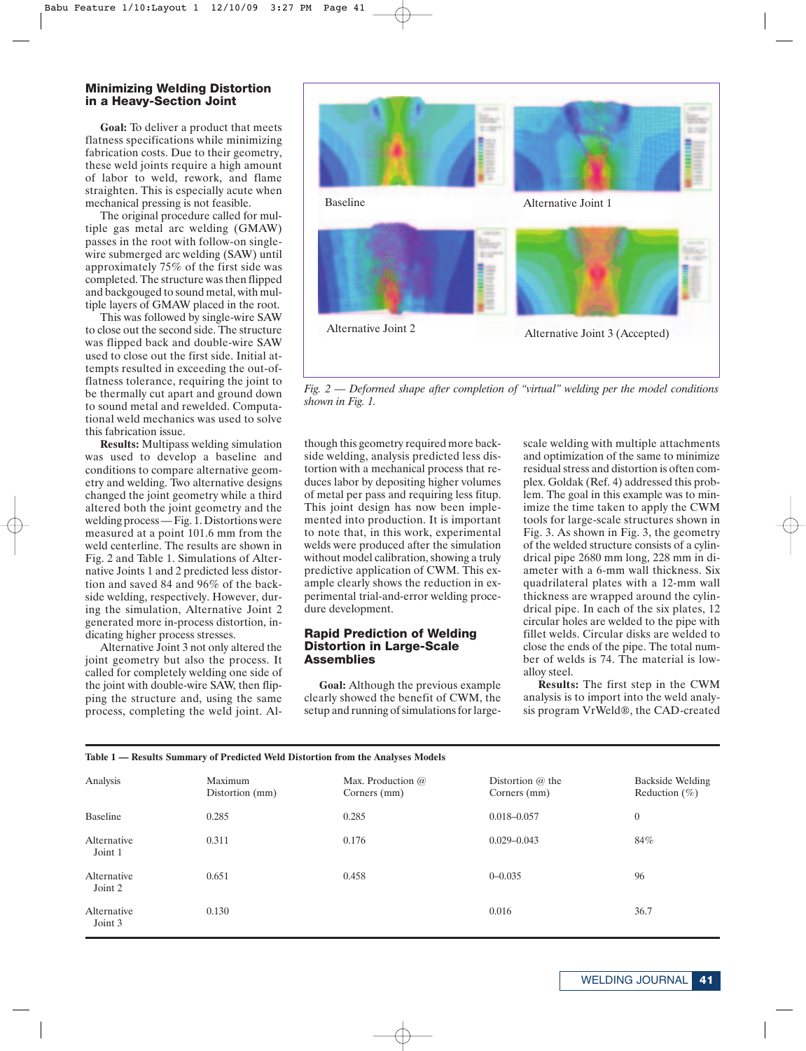## Minimizing Welding Distortion in a Heavy-Section Joint

**Goal:** To deliver a product that meets flatness specifications while minimizing fabrication costs. Due to their geometry, these weld joints require a high amount of labor to weld, rework, and flame straighten. This is especially acute when mechanical pressing is not feasible.

The original procedure called for multiple gas metal arc welding (GMAW) passes in the root with follow-on single-wire submerged arc welding (SAW) until approximately 75% of the first side was completed. The structure was then flipped and backgouged to sound metal, with multiple layers of GMAW placed in the root. This was followed by single-wire SAW to close out the second side. The structure was flipped back and double-wire SAW used to close out the first side. Initial attempts resulted in exceeding the out-of-flatness tolerance, requiring the joint to be thermally cut apart and ground down to sound metal and rewelded. Computational weld mechanics was used to solve this fabrication issue.

**Results:** Multipass welding simulation was used to develop a baseline and conditions to compare alternative geometry and welding. Two alternative designs changed the joint geometry while a third altered both the joint geometry and the welding process — Fig. 1. Distortions were measured at a point 101.6 mm from the weld centerline. The results are shown in Fig. 2 and Table 1. Simulations of Alternative Joints 1 and 2 predicted less distortion and saved 84 and 96% of the backside welding, respectively. However, during the simulation, Alternative Joint 2 generated more in-process distortion, indicating higher process stresses.

Alternative Joint 3 not only altered the joint geometry but also the process. It called for completely welding one side of the joint with double-wire SAW, then flipping the structure and, using the same process, completing the weld joint. Although this geometry required more backside welding, analysis predicted less distortion with a mechanical process that reduces labor by depositing higher volumes of metal per pass and requiring less fitup. This joint design has now been implemented into production. It is important to note that, in this work, experimental welds were produced after the simulation without model calibration, showing a truly predictive application of CWM. This example clearly shows the reduction in experimental trial-and-error welding procedure development.

Baseline | Alternative Joint 1 | Alternative Joint 2 | Alternative Joint 3 (Accepted)

*Fig. 2 — Deformed shape after completion of "virtual" welding per the model conditions shown in Fig. 1.*

## Rapid Prediction of Welding Distortion in Large-Scale Assemblies

**Goal:** Although the previous example clearly showed the benefit of CWM, the setup and running of simulations for large-scale welding with multiple attachments and optimization of the same to minimize residual stress and distortion is often complex. Goldak (Ref. 4) addressed this problem. The goal in this example was to minimize the time taken to apply the CWM tools for large-scale structures shown in Fig. 3. As shown in Fig. 3, the geometry of the welded structure consists of a cylindrical pipe 2680 mm long, 228 mm in diameter with a 6-mm wall thickness. Six quadrilateral plates with a 12-mm wall thickness are wrapped around the cylindrical pipe. In each of the six plates, 12 circular holes are welded to the pipe with fillet welds. Circular disks are welded to close the ends of the pipe. The total number of welds is 74. The material is low-alloy steel.

**Results:** The first step in the CWM analysis is to import into the weld analysis program VrWeld®, the CAD-created

**Table 1 — Results Summary of Predicted Weld Distortion from the Analyses Models**

| Analysis | Maximum Distortion (mm) | Max. Production @ Corners (mm) | Distortion @ the Corners (mm) | Backside Welding Reduction (%) |
|---|---|---|---|---|
| Baseline | 0.285 | 0.285 | 0.018–0.057 | 0 |
| Alternative Joint 1 | 0.311 | 0.176 | 0.029–0.043 | 84% |
| Alternative Joint 2 | 0.651 | 0.458 | 0–0.035 | 96 |
| Alternative Joint 3 | 0.130 | | 0.016 | 36.7 |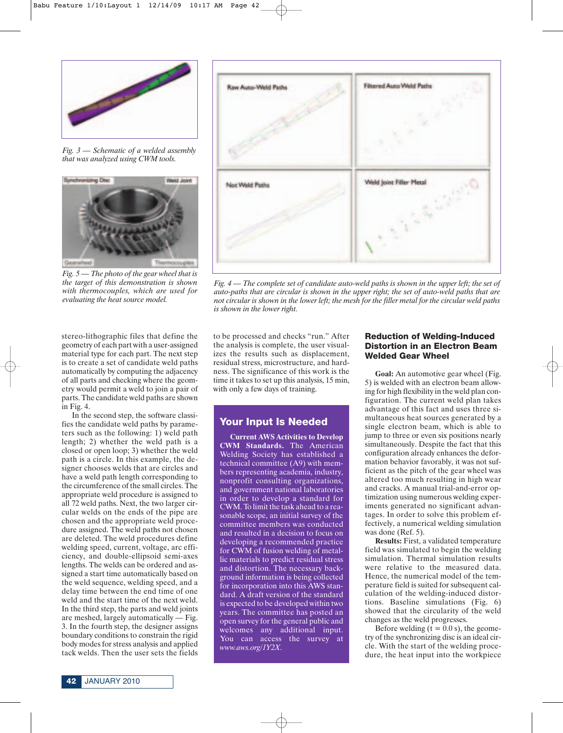Fig. 3 — *Schematic of a welded assembly that was analyzed using CWM tools.*

Fig. 5 — *The photo of the gear wheel that is the target of this demonstration is shown with thermocouples, which are used for evaluating the heat source model.*

Fig. 4 — *The complete set of candidate auto-weld paths is shown in the upper left; the set of auto-paths that are circular is shown in the upper right; the set of auto-weld paths that are not circular is shown in the lower left; the mesh for the filler metal for the circular weld paths is shown in the lower right.*

stereo-lithographic files that define the geometry of each part with a user-assigned material type for each part. The next step is to create a set of candidate weld paths automatically by computing the adjacency of all parts and checking where the geometry would permit a weld to join a pair of parts. The candidate weld paths are shown in Fig. 4.

In the second step, the software classifies the candidate weld paths by parameters such as the following: 1) weld path length; 2) whether the weld path is a closed or open loop; 3) whether the weld path is a circle. In this example, the designer chooses welds that are circles and have a weld path length corresponding to the circumference of the small circles. The appropriate weld procedure is assigned to all 72 weld paths. Next, the two larger circular welds on the ends of the pipe are chosen and the appropriate weld procedure assigned. The weld paths not chosen are deleted. The weld procedures define welding speed, current, voltage, arc efficiency, and double-ellipsoid semi-axes lengths. The welds can be ordered and assigned a start time automatically based on the weld sequence, welding speed, and a delay time between the end time of one weld and the start time of the next weld. In the third step, the parts and weld joints are meshed, largely automatically — Fig. 3. In the fourth step, the designer assigns boundary conditions to constrain the rigid body modes for stress analysis and applied tack welds. Then the user sets the fields to be processed and checks "run." After the analysis is complete, the user visualizes the results such as displacement, residual stress, microstructure, and hardness. The significance of this work is the time it takes to set up this analysis, 15 min, with only a few days of training.

## Your Input Is Needed

**Current AWS Activities to Develop CWM Standards.** The American Welding Society has established a technical committee (A9) with members representing academia, industry, nonprofit consulting organizations, and government national laboratories in order to develop a standard for CWM. To limit the task ahead to a reasonable scope, an initial survey of the committee members was conducted and resulted in a decision to focus on developing a recommended practice for CWM of fusion welding of metallic materials to predict residual stress and distortion. The necessary background information is being collected for incorporation into this AWS standard. A draft version of the standard is expected to be developed within two years. The committee has posted an open survey for the general public and welcomes any additional input. You can access the survey at *www.aws.org/1Y2X*.

## Reduction of Welding-Induced Distortion in an Electron Beam Welded Gear Wheel

**Goal:** An automotive gear wheel (Fig. 5) is welded with an electron beam allowing for high flexibility in the weld plan configuration. The current weld plan takes advantage of this fact and uses three simultaneous heat sources generated by a single electron beam, which is able to jump to three or even six positions nearly simultaneously. Despite the fact that this configuration already enhances the deformation behavior favorably, it was not sufficient as the pitch of the gear wheel was altered too much resulting in high wear and cracks. A manual trial-and-error optimization using numerous welding experiments generated no significant advantages. In order to solve this problem effectively, a numerical welding simulation was done (Ref. 5).

**Results:** First, a validated temperature field was simulated to begin the welding simulation. Thermal simulation results were relative to the measured data. Hence, the numerical model of the temperature field is suited for subsequent calculation of the welding-induced distortions. Baseline simulations (Fig. 6) showed that the circularity of the weld changes as the weld progresses.

Before welding ($t = 0.0$ s), the geometry of the synchronizing disc is an ideal circle. With the start of the welding procedure, the heat input into the workpiece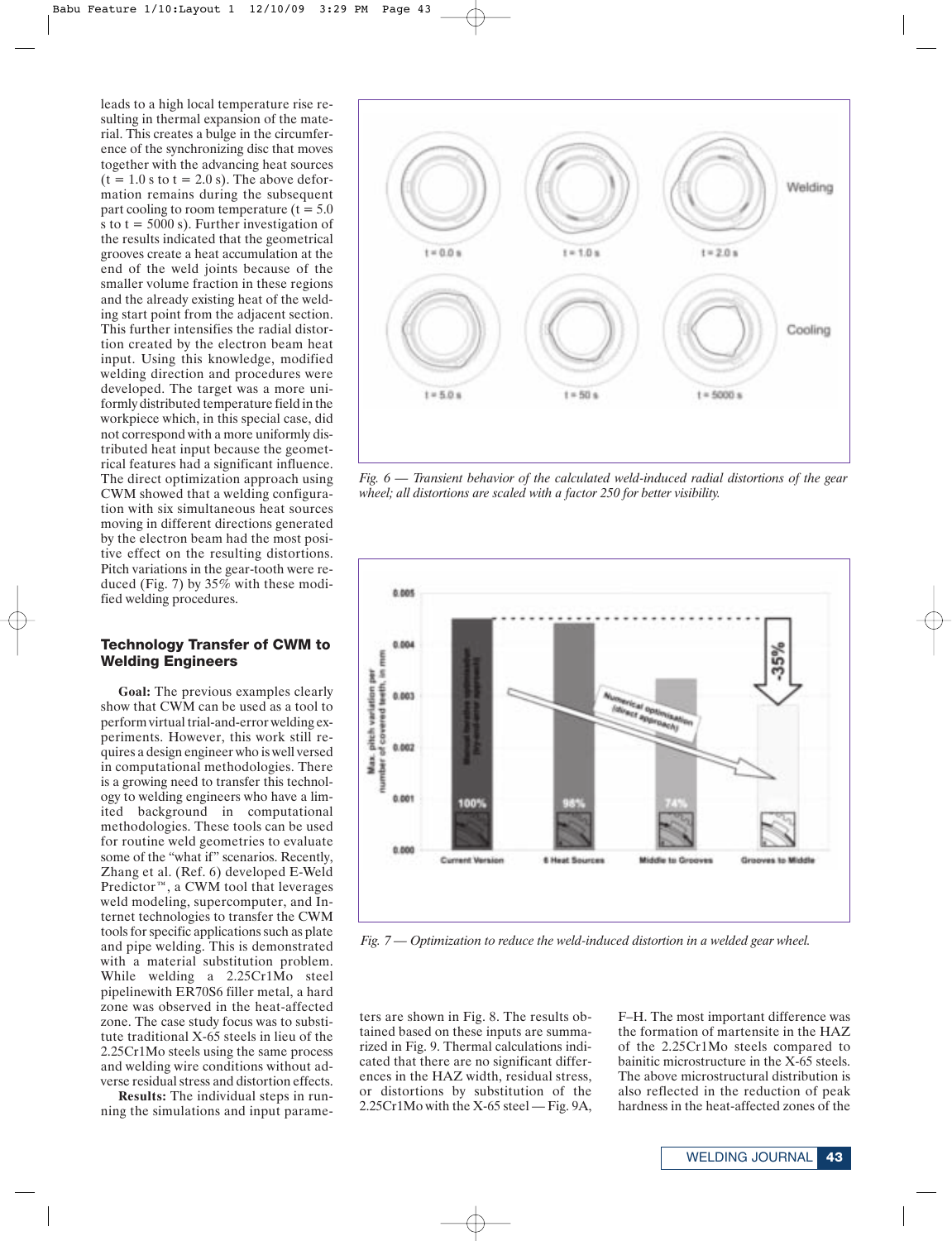leads to a high local temperature rise resulting in thermal expansion of the material. This creates a bulge in the circumference of the synchronizing disc that moves together with the advancing heat sources (t = 1.0 s to t = 2.0 s). The above deformation remains during the subsequent part cooling to room temperature (t = 5.0 s to t = 5000 s). Further investigation of the results indicated that the geometrical grooves create a heat accumulation at the end of the weld joints because of the smaller volume fraction in these regions and the already existing heat of the welding start point from the adjacent section. This further intensifies the radial distortion created by the electron beam heat input. Using this knowledge, modified welding direction and procedures were developed. The target was a more uniformly distributed temperature field in the workpiece which, in this special case, did not correspond with a more uniformly distributed heat input because the geometrical features had a significant influence. The direct optimization approach using CWM showed that a welding configuration with six simultaneous heat sources moving in different directions generated by the electron beam had the most positive effect on the resulting distortions. Pitch variations in the gear-tooth were reduced (Fig. 7) by 35% with these modified welding procedures.

*Fig. 6 — Transient behavior of the calculated weld-induced radial distortions of the gear wheel; all distortions are scaled with a factor 250 for better visibility.*

*Fig. 7 — Optimization to reduce the weld-induced distortion in a welded gear wheel.*

## Technology Transfer of CWM to Welding Engineers

**Goal:** The previous examples clearly show that CWM can be used as a tool to perform virtual trial-and-error welding experiments. However, this work still requires a design engineer who is well versed in computational methodologies. There is a growing need to transfer this technology to welding engineers who have a limited background in computational methodologies. These tools can be used for routine weld geometries to evaluate some of the "what if" scenarios. Recently, Zhang et al. (Ref. 6) developed E-Weld Predictor™, a CWM tool that leverages weld modeling, supercomputer, and Internet technologies to transfer the CWM tools for specific applications such as plate and pipe welding. This is demonstrated with a material substitution problem. While welding a 2.25Cr1Mo steel pipelinewith ER70S6 filler metal, a hard zone was observed in the heat-affected zone. The case study focus was to substitute traditional X-65 steels in lieu of the 2.25Cr1Mo steels using the same process and welding wire conditions without adverse residual stress and distortion effects.

**Results:** The individual steps in running the simulations and input parameters are shown in Fig. 8. The results obtained based on these inputs are summarized in Fig. 9. Thermal calculations indicated that there are no significant differences in the HAZ width, residual stress, or distortions by substitution of the 2.25Cr1Mo with the X-65 steel — Fig. 9A, F–H. The most important difference was the formation of martensite in the HAZ of the 2.25Cr1Mo steels compared to bainitic microstructure in the X-65 steels. The above microstructural distribution is also reflected in the reduction of peak hardness in the heat-affected zones of the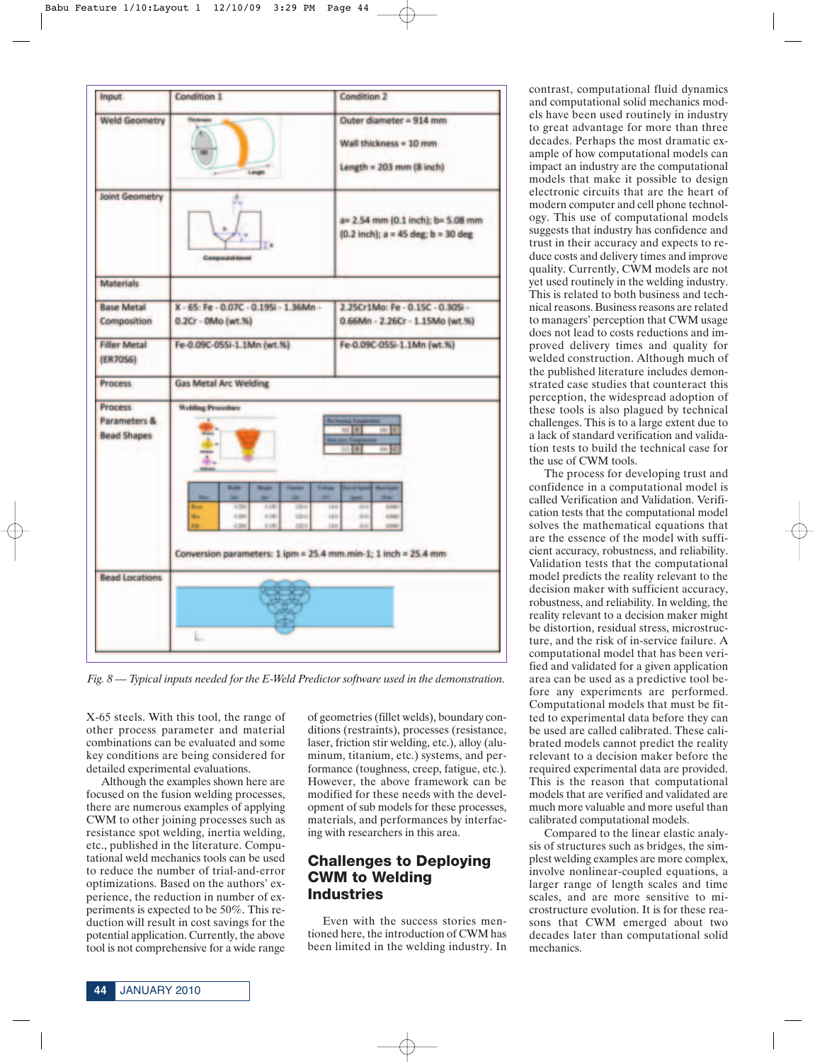| Input | Condition 1 | Condition 2 |
|---|---|---|
| Weld Geometry | | Outer diameter = 914 mm<br>Wall thickness = 10 mm<br>Length = 203 mm (8 inch) |
| Joint Geometry | | a= 2.54 mm (0.1 inch); b= 5.08 mm (0.2 inch); a = 45 deg; b = 30 deg |
| Materials | | |
| Base Metal Composition | X - 65: Fe - 0.07C - 0.19Si - 1.36Mn - 0.2Cr - 0Mo (wt.%) | 2.25Cr1Mo: Fe - 0.15C - 0.30Si - 0.66Mn - 2.26Cr - 1.15Mo (wt.%) |
| Filler Metal (ER70S6) | Fe-0.09C-05Si-1.1Mn (wt.%) | Fe-0.09C-05Si-1.1Mn (wt.%) |
| Process | Gas Metal Arc Welding | |
| Process Parameters & Bead Shapes | Welding Procedure<br>Conversion parameters: 1 ipm = 25.4 mm.min-1; 1 inch = 25.4 mm | |
| Bead Locations | | |

*Fig. 8 — Typical inputs needed for the E-Weld Predictor software used in the demonstration.*

X-65 steels. With this tool, the range of other process parameter and material combinations can be evaluated and some key conditions are being considered for detailed experimental evaluations.

Although the examples shown here are focused on the fusion welding processes, there are numerous examples of applying CWM to other joining processes such as resistance spot welding, inertia welding, etc., published in the literature. Computational weld mechanics tools can be used to reduce the number of trial-and-error optimizations. Based on the authors' experience, the reduction in number of experiments is expected to be 50%. This reduction will result in cost savings for the potential application. Currently, the above tool is not comprehensive for a wide range of geometries (fillet welds), boundary conditions (restraints), processes (resistance, laser, friction stir welding, etc.), alloy (aluminum, titanium, etc.) systems, and performance (toughness, creep, fatigue, etc.). However, the above framework can be modified for these needs with the development of sub models for these processes, materials, and performances by interfacing with researchers in this area.

## Challenges to Deploying CWM to Welding Industries

Even with the success stories mentioned here, the introduction of CWM has been limited in the welding industry. In contrast, computational fluid dynamics and computational solid mechanics models have been used routinely in industry to great advantage for more than three decades. Perhaps the most dramatic example of how computational models can impact an industry are the computational models that make it possible to design electronic circuits that are the heart of modern computer and cell phone technology. This use of computational models suggests that industry has confidence and trust in their accuracy and expects to reduce costs and delivery times and improve quality. Currently, CWM models are not yet used routinely in the welding industry. This is related to both business and technical reasons. Business reasons are related to managers' perception that CWM usage does not lead to costs reductions and improved delivery times and quality for welded construction. Although much of the published literature includes demonstrated case studies that counteract this perception, the widespread adoption of these tools is also plagued by technical challenges. This is to a large extent due to a lack of standard verification and validation tests to build the technical case for the use of CWM tools.

The process for developing trust and confidence in a computational model is called Verification and Validation. Verification tests that the computational model solves the mathematical equations that are the essence of the model with sufficient accuracy, robustness, and reliability. Validation tests that the computational model predicts the reality relevant to the decision maker with sufficient accuracy, robustness, and reliability. In welding, the reality relevant to a decision maker might be distortion, residual stress, microstructure, and the risk of in-service failure. A computational model that has been verified and validated for a given application area can be used as a predictive tool before any experiments are performed. Computational models that must be fitted to experimental data before they can be used are called calibrated. These calibrated models cannot predict the reality relevant to a decision maker before the required experimental data are provided. This is the reason that computational models that are verified and validated are much more valuable and more useful than calibrated computational models.

Compared to the linear elastic analysis of structures such as bridges, the simplest welding examples are more complex, involve nonlinear-coupled equations, a larger range of length scales and time scales, and are more sensitive to microstructure evolution. It is for these reasons that CWM emerged about two decades later than computational solid mechanics.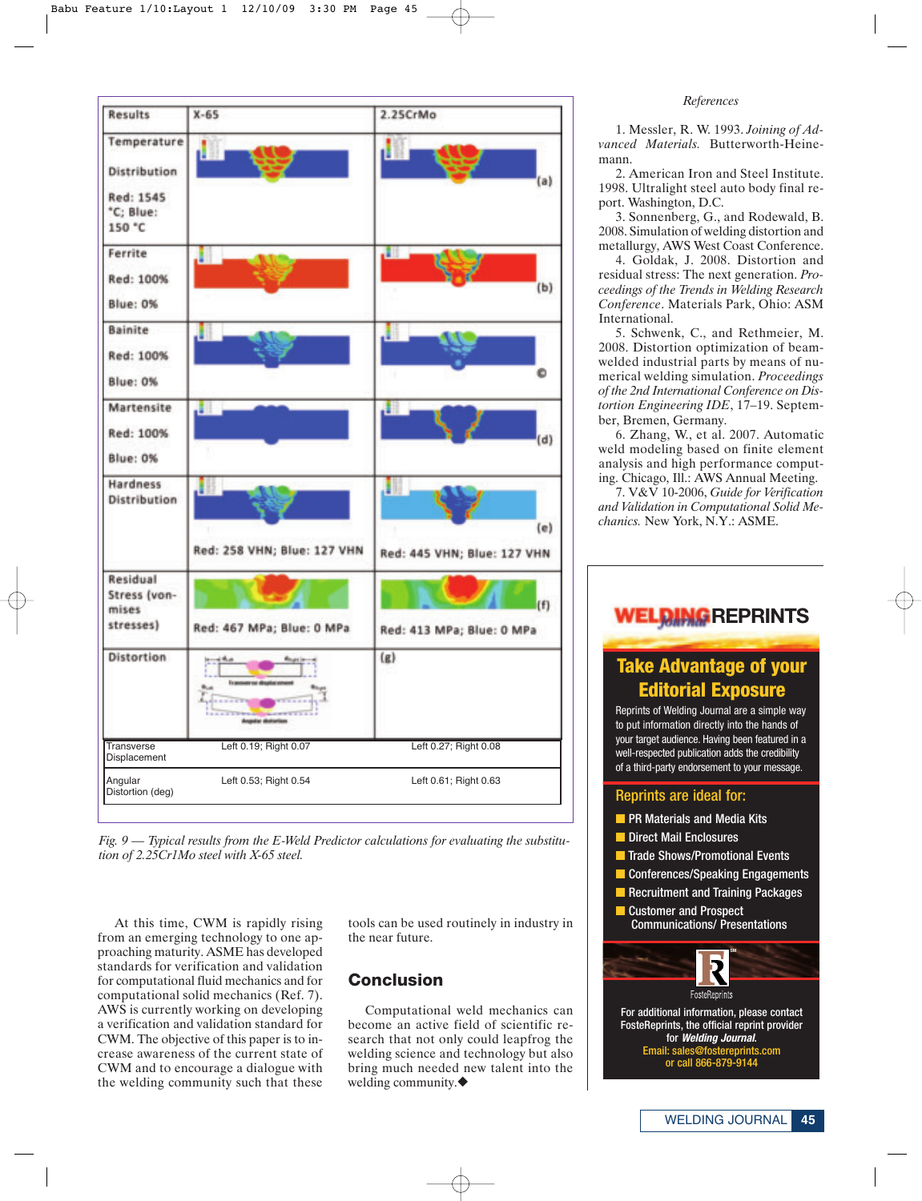| Results | X-65 | 2.25CrMo |
|---|---|---|
| Temperature Distribution Red: 1545 °C; Blue: 150 °C | | (a) |
| Ferrite Red: 100% Blue: 0% | | (b) |
| Bainite Red: 100% Blue: 0% | | © |
| Martensite Red: 100% Blue: 0% | | (d) |
| Hardness Distribution | Red: 258 VHN; Blue: 127 VHN | (e) Red: 445 VHN; Blue: 127 VHN |
| Residual Stress (von-mises stresses) | Red: 467 MPa; Blue: 0 MPa | (f) Red: 413 MPa; Blue: 0 MPa |
| Distortion | | (g) |
| Transverse Displacement | Left 0.19; Right 0.07 | Left 0.27; Right 0.08 |
| Angular Distortion (deg) | Left 0.53; Right 0.54 | Left 0.61; Right 0.63 |

*Fig. 9 — Typical results from the E-Weld Predictor calculations for evaluating the substitution of 2.25Cr1Mo steel with X-65 steel.*

At this time, CWM is rapidly rising from an emerging technology to one approaching maturity. ASME has developed standards for verification and validation for computational fluid mechanics and for computational solid mechanics (Ref. 7). AWS is currently working on developing a verification and validation standard for CWM. The objective of this paper is to increase awareness of the current state of CWM and to encourage a dialogue with the welding community such that these tools can be used routinely in industry in the near future.

## Conclusion

Computational weld mechanics can become an active field of scientific research that not only could leapfrog the welding science and technology but also bring much needed new talent into the welding community.◆

*References*

1. Messler, R. W. 1993. *Joining of Advanced Materials.* Butterworth-Heinemann.
2. American Iron and Steel Institute. 1998. Ultralight steel auto body final report. Washington, D.C.
3. Sonnenberg, G., and Rodewald, B. 2008. Simulation of welding distortion and metallurgy, AWS West Coast Conference.
4. Goldak, J. 2008. Distortion and residual stress: The next generation. *Proceedings of the Trends in Welding Research Conference*. Materials Park, Ohio: ASM International.
5. Schwenk, C., and Rethmeier, M. 2008. Distortion optimization of beam-welded industrial parts by means of numerical welding simulation. *Proceedings of the 2nd International Conference on Distortion Engineering IDE*, 17–19. September, Bremen, Germany.
6. Zhang, W., et al. 2007. Automatic weld modeling based on finite element analysis and high performance computing. Chicago, Ill.: AWS Annual Meeting.
7. V&V 10-2006, *Guide for Verification and Validation in Computational Solid Mechanics.* New York, N.Y.: ASME.

**WELDING JOURNAL REPRINTS**

**Take Advantage of your Editorial Exposure**

Reprints of Welding Journal are a simple way to put information directly into the hands of your target audience. Having been featured in a well-respected publication adds the credibility of a third-party endorsement to your message.

**Reprints are ideal for:**

- PR Materials and Media Kits
- Direct Mail Enclosures
- Trade Shows/Promotional Events
- Conferences/Speaking Engagements
- Recruitment and Training Packages
- Customer and Prospect Communications/ Presentations

FosteReprints

For additional information, please contact FosteReprints, the official reprint provider for *Welding Journal*.
Email: sales@fostereprints.com
or call 866-879-9144